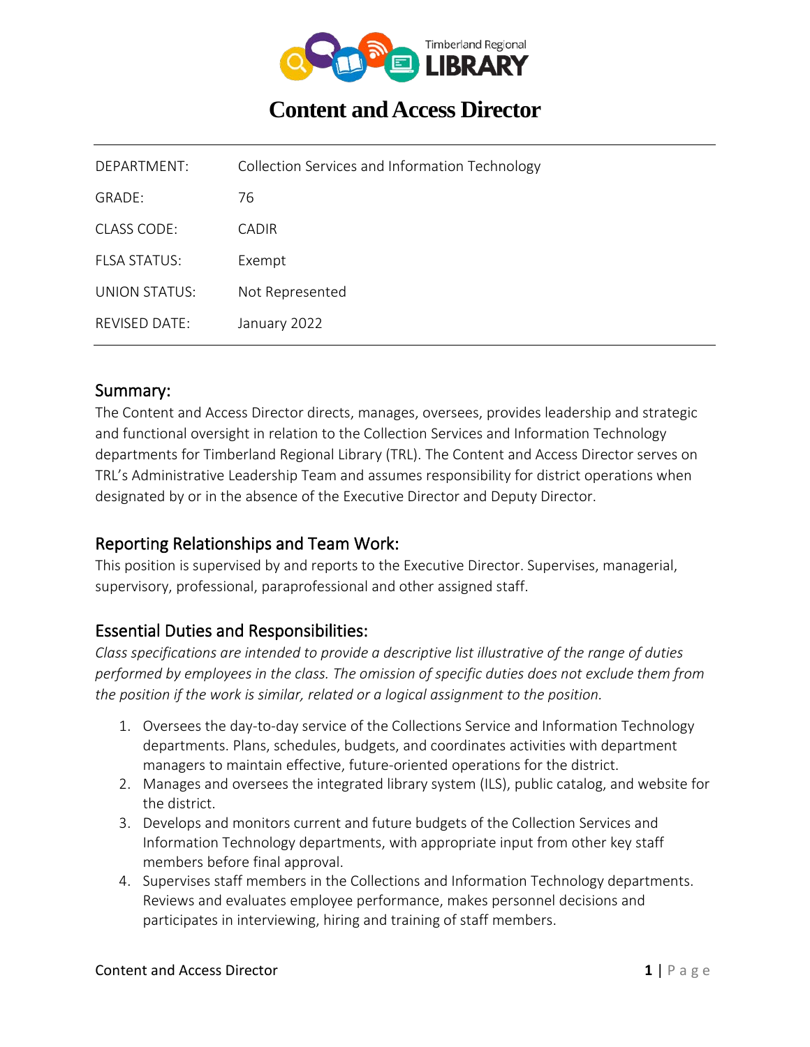# Content and Access Director

| | |
|---|---|
| DEPARTMENT: | Collection Services and Information Technology |
| GRADE: | 76 |
| CLASS CODE: | CADIR |
| FLSA STATUS: | Exempt |
| UNION STATUS: | Not Represented |
| REVISED DATE: | January 2022 |

## Summary:

The Content and Access Director directs, manages, oversees, provides leadership and strategic and functional oversight in relation to the Collection Services and Information Technology departments for Timberland Regional Library (TRL). The Content and Access Director serves on TRL's Administrative Leadership Team and assumes responsibility for district operations when designated by or in the absence of the Executive Director and Deputy Director.

## Reporting Relationships and Team Work:

This position is supervised by and reports to the Executive Director. Supervises, managerial, supervisory, professional, paraprofessional and other assigned staff.

## Essential Duties and Responsibilities:

*Class specifications are intended to provide a descriptive list illustrative of the range of duties performed by employees in the class. The omission of specific duties does not exclude them from the position if the work is similar, related or a logical assignment to the position.*

1. Oversees the day-to-day service of the Collections Service and Information Technology departments. Plans, schedules, budgets, and coordinates activities with department managers to maintain effective, future-oriented operations for the district.
2. Manages and oversees the integrated library system (ILS), public catalog, and website for the district.
3. Develops and monitors current and future budgets of the Collection Services and Information Technology departments, with appropriate input from other key staff members before final approval.
4. Supervises staff members in the Collections and Information Technology departments. Reviews and evaluates employee performance, makes personnel decisions and participates in interviewing, hiring and training of staff members.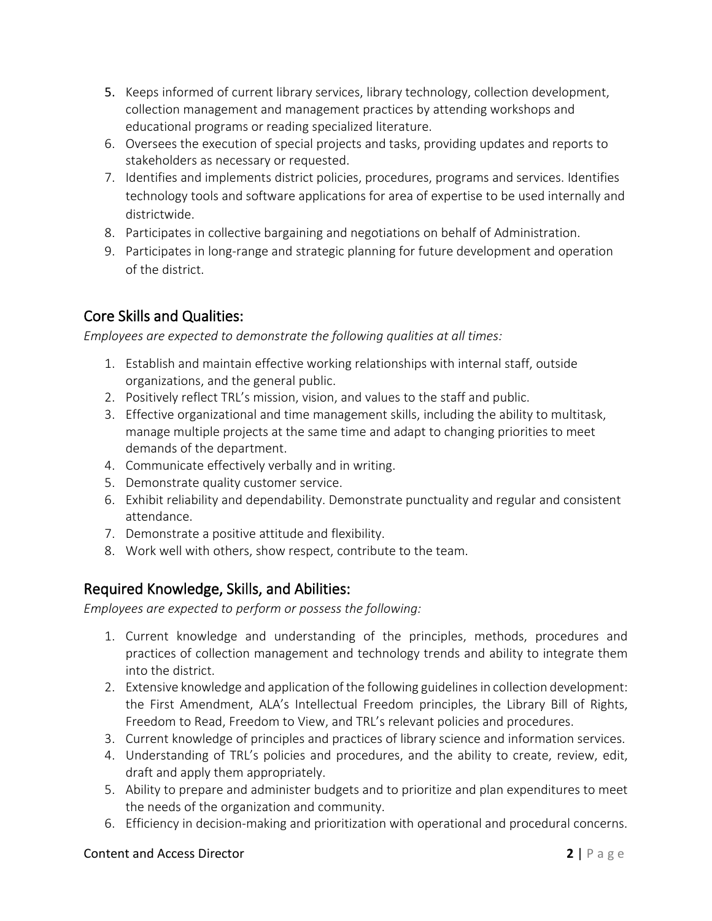5. Keeps informed of current library services, library technology, collection development, collection management and management practices by attending workshops and educational programs or reading specialized literature.
6. Oversees the execution of special projects and tasks, providing updates and reports to stakeholders as necessary or requested.
7. Identifies and implements district policies, procedures, programs and services. Identifies technology tools and software applications for area of expertise to be used internally and districtwide.
8. Participates in collective bargaining and negotiations on behalf of Administration.
9. Participates in long-range and strategic planning for future development and operation of the district.

## Core Skills and Qualities:

*Employees are expected to demonstrate the following qualities at all times:*

1. Establish and maintain effective working relationships with internal staff, outside organizations, and the general public.
2. Positively reflect TRL's mission, vision, and values to the staff and public.
3. Effective organizational and time management skills, including the ability to multitask, manage multiple projects at the same time and adapt to changing priorities to meet demands of the department.
4. Communicate effectively verbally and in writing.
5. Demonstrate quality customer service.
6. Exhibit reliability and dependability. Demonstrate punctuality and regular and consistent attendance.
7. Demonstrate a positive attitude and flexibility.
8. Work well with others, show respect, contribute to the team.

## Required Knowledge, Skills, and Abilities:

*Employees are expected to perform or possess the following:*

1. Current knowledge and understanding of the principles, methods, procedures and practices of collection management and technology trends and ability to integrate them into the district.
2. Extensive knowledge and application of the following guidelines in collection development: the First Amendment, ALA's Intellectual Freedom principles, the Library Bill of Rights, Freedom to Read, Freedom to View, and TRL's relevant policies and procedures.
3. Current knowledge of principles and practices of library science and information services.
4. Understanding of TRL's policies and procedures, and the ability to create, review, edit, draft and apply them appropriately.
5. Ability to prepare and administer budgets and to prioritize and plan expenditures to meet the needs of the organization and community.
6. Efficiency in decision-making and prioritization with operational and procedural concerns.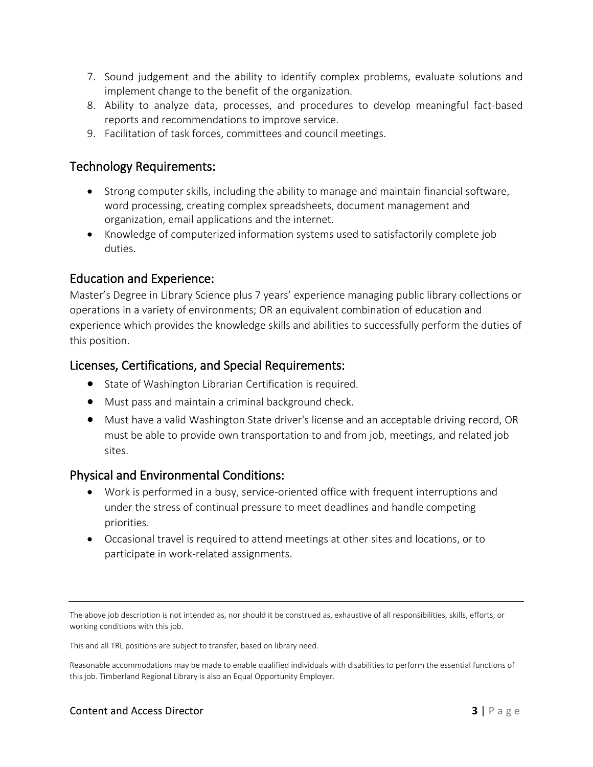7. Sound judgement and the ability to identify complex problems, evaluate solutions and implement change to the benefit of the organization.
8. Ability to analyze data, processes, and procedures to develop meaningful fact-based reports and recommendations to improve service.
9. Facilitation of task forces, committees and council meetings.

## Technology Requirements:

- Strong computer skills, including the ability to manage and maintain financial software, word processing, creating complex spreadsheets, document management and organization, email applications and the internet.
- Knowledge of computerized information systems used to satisfactorily complete job duties.

## Education and Experience:

Master's Degree in Library Science plus 7 years' experience managing public library collections or operations in a variety of environments; OR an equivalent combination of education and experience which provides the knowledge skills and abilities to successfully perform the duties of this position.

## Licenses, Certifications, and Special Requirements:

- State of Washington Librarian Certification is required.
- Must pass and maintain a criminal background check.
- Must have a valid Washington State driver's license and an acceptable driving record, OR must be able to provide own transportation to and from job, meetings, and related job sites.

## Physical and Environmental Conditions:

- Work is performed in a busy, service-oriented office with frequent interruptions and under the stress of continual pressure to meet deadlines and handle competing priorities.
- Occasional travel is required to attend meetings at other sites and locations, or to participate in work-related assignments.

---

The above job description is not intended as, nor should it be construed as, exhaustive of all responsibilities, skills, efforts, or working conditions with this job.

This and all TRL positions are subject to transfer, based on library need.

Reasonable accommodations may be made to enable qualified individuals with disabilities to perform the essential functions of this job. Timberland Regional Library is also an Equal Opportunity Employer.